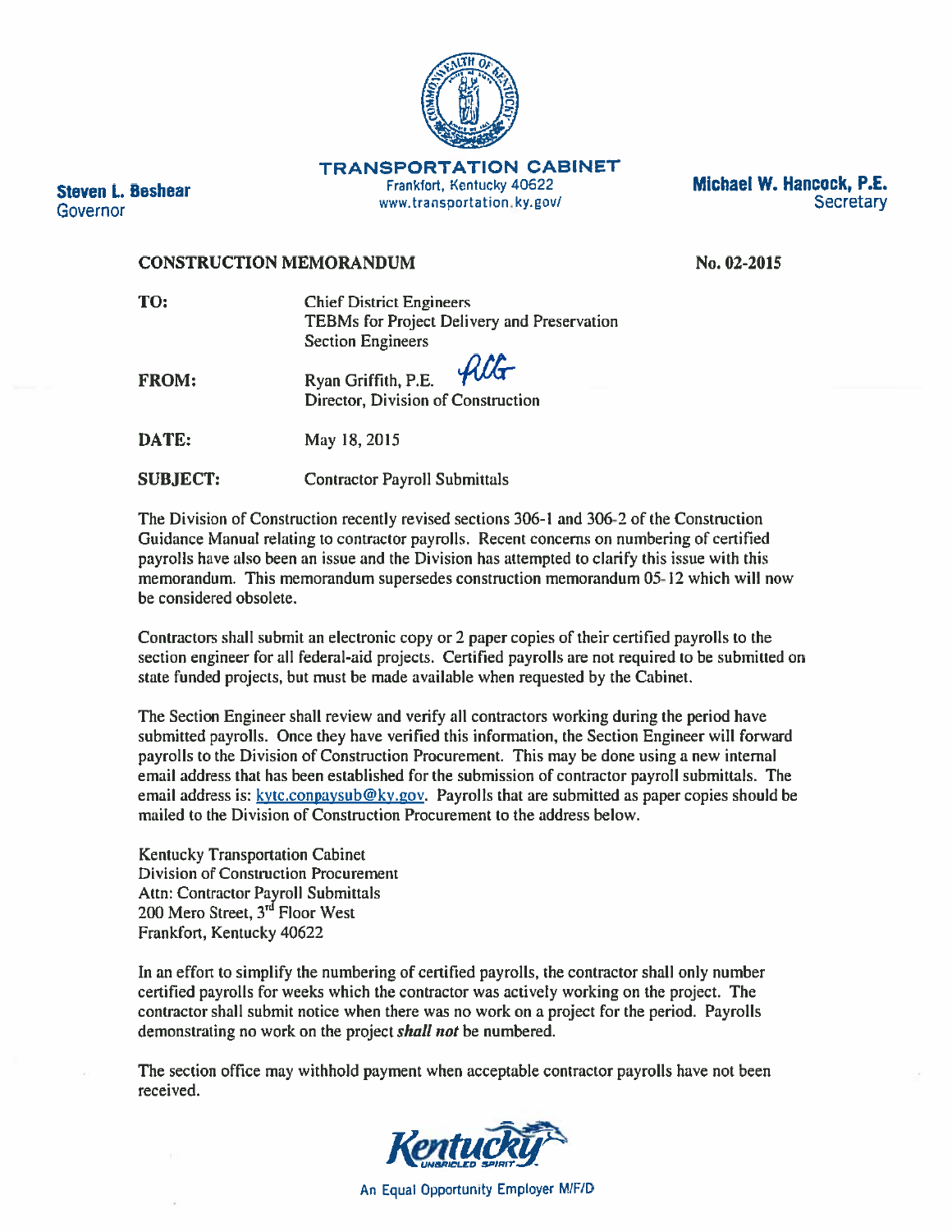**TRANSPORTATION CABINET**
Frankfort, Kentucky 40622
www.transportation.ky.gov/

**Steven L. Beshear**
Governor

**Michael W. Hancock, P.E.**
Secretary

**CONSTRUCTION MEMORANDUM** **No. 02-2015**

**TO:** Chief District Engineers
TEBMs for Project Delivery and Preservation
Section Engineers

**FROM:** Ryan Griffith, P.E.
Director, Division of Construction

**DATE:** May 18, 2015

**SUBJECT:** Contractor Payroll Submittals

The Division of Construction recently revised sections 306-1 and 306-2 of the Construction Guidance Manual relating to contractor payrolls. Recent concerns on numbering of certified payrolls have also been an issue and the Division has attempted to clarify this issue with this memorandum. This memorandum supersedes construction memorandum 05-12 which will now be considered obsolete.

Contractors shall submit an electronic copy or 2 paper copies of their certified payrolls to the section engineer for all federal-aid projects. Certified payrolls are not required to be submitted on state funded projects, but must be made available when requested by the Cabinet.

The Section Engineer shall review and verify all contractors working during the period have submitted payrolls. Once they have verified this information, the Section Engineer will forward payrolls to the Division of Construction Procurement. This may be done using a new internal email address that has been established for the submission of contractor payroll submittals. The email address is: kytc.conpaysub@ky.gov. Payrolls that are submitted as paper copies should be mailed to the Division of Construction Procurement to the address below.

Kentucky Transportation Cabinet
Division of Construction Procurement
Attn: Contractor Payroll Submittals
200 Mero Street, 3rd Floor West
Frankfort, Kentucky 40622

In an effort to simplify the numbering of certified payrolls, the contractor shall only number certified payrolls for weeks which the contractor was actively working on the project. The contractor shall submit notice when there was no work on a project for the period. Payrolls demonstrating no work on the project ***shall not*** be numbered.

The section office may withhold payment when acceptable contractor payrolls have not been received.

An Equal Opportunity Employer M/F/D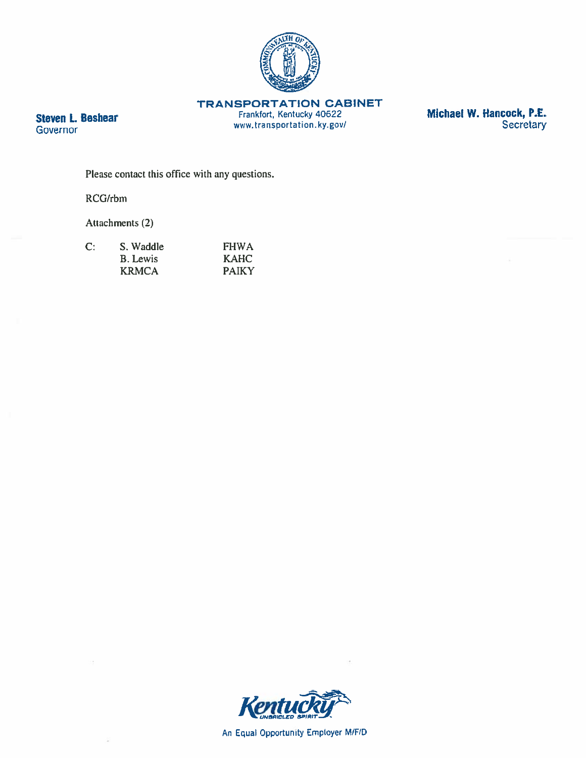**TRANSPORTATION CABINET**
Frankfort, Kentucky 40622
www.transportation.ky.gov/

**Steven L. Beshear**
Governor

**Michael W. Hancock, P.E.**
Secretary

Please contact this office with any questions.

RCG/rbm

Attachments (2)

| C: | S. Waddle | FHWA |
|---|---|---|
| | B. Lewis | KAHC |
| | KRMCA | PAIKY |

An Equal Opportunity Employer M/F/D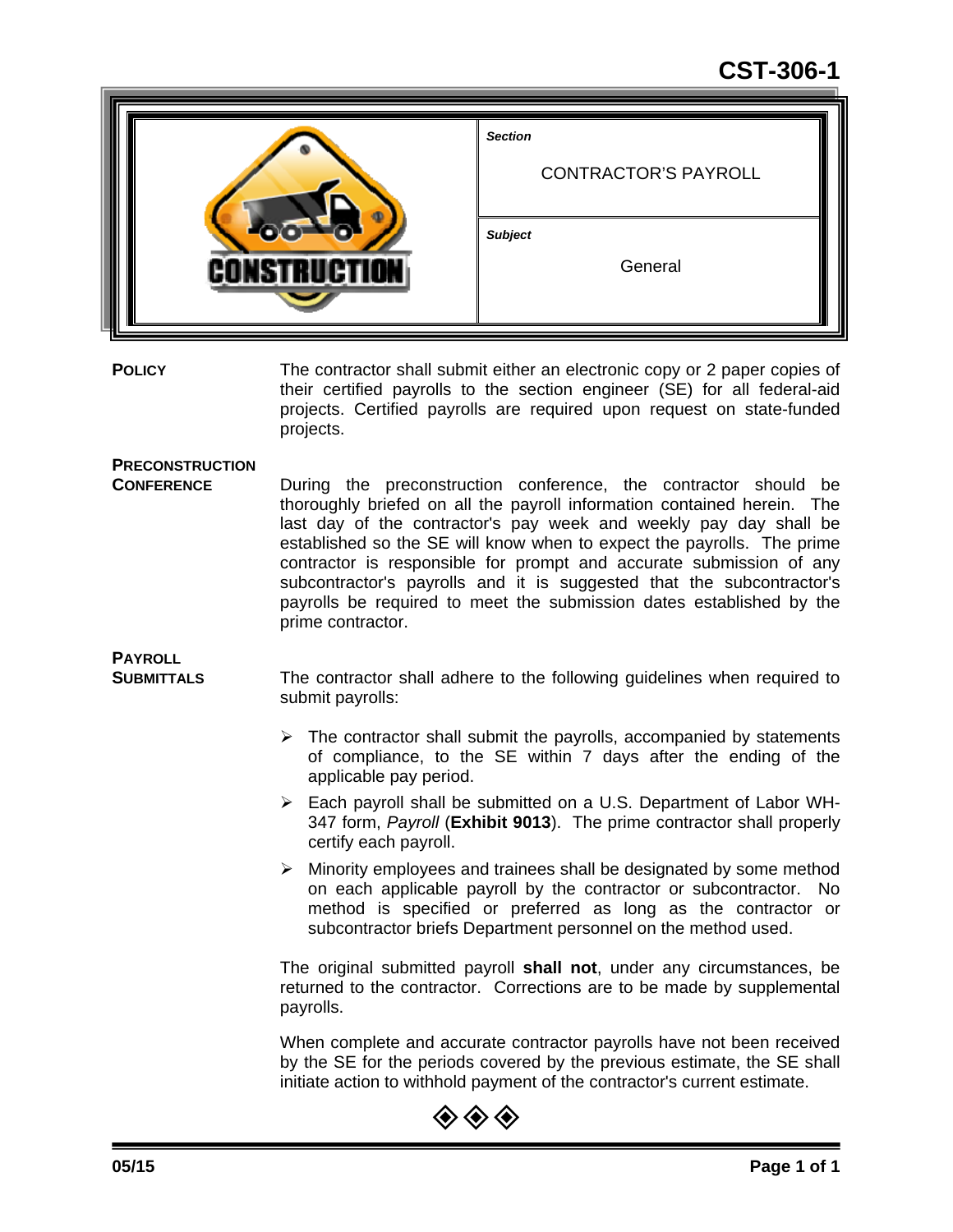# CST-306-1

| Section | |
|---|---|
| | CONTRACTOR'S PAYROLL |
| **Subject** | |
| | General |

**POLICY**

The contractor shall submit either an electronic copy or 2 paper copies of their certified payrolls to the section engineer (SE) for all federal-aid projects. Certified payrolls are required upon request on state-funded projects.

**PRECONSTRUCTION CONFERENCE**

During the preconstruction conference, the contractor should be thoroughly briefed on all the payroll information contained herein. The last day of the contractor's pay week and weekly pay day shall be established so the SE will know when to expect the payrolls. The prime contractor is responsible for prompt and accurate submission of any subcontractor's payrolls and it is suggested that the subcontractor's payrolls be required to meet the submission dates established by the prime contractor.

**PAYROLL SUBMITTALS**

The contractor shall adhere to the following guidelines when required to submit payrolls:

- The contractor shall submit the payrolls, accompanied by statements of compliance, to the SE within 7 days after the ending of the applicable pay period.
- Each payroll shall be submitted on a U.S. Department of Labor WH-347 form, *Payroll* (**Exhibit 9013**). The prime contractor shall properly certify each payroll.
- Minority employees and trainees shall be designated by some method on each applicable payroll by the contractor or subcontractor. No method is specified or preferred as long as the contractor or subcontractor briefs Department personnel on the method used.

The original submitted payroll **shall not**, under any circumstances, be returned to the contractor. Corrections are to be made by supplemental payrolls.

When complete and accurate contractor payrolls have not been received by the SE for the periods covered by the previous estimate, the SE shall initiate action to withhold payment of the contractor's current estimate.

◈◈◈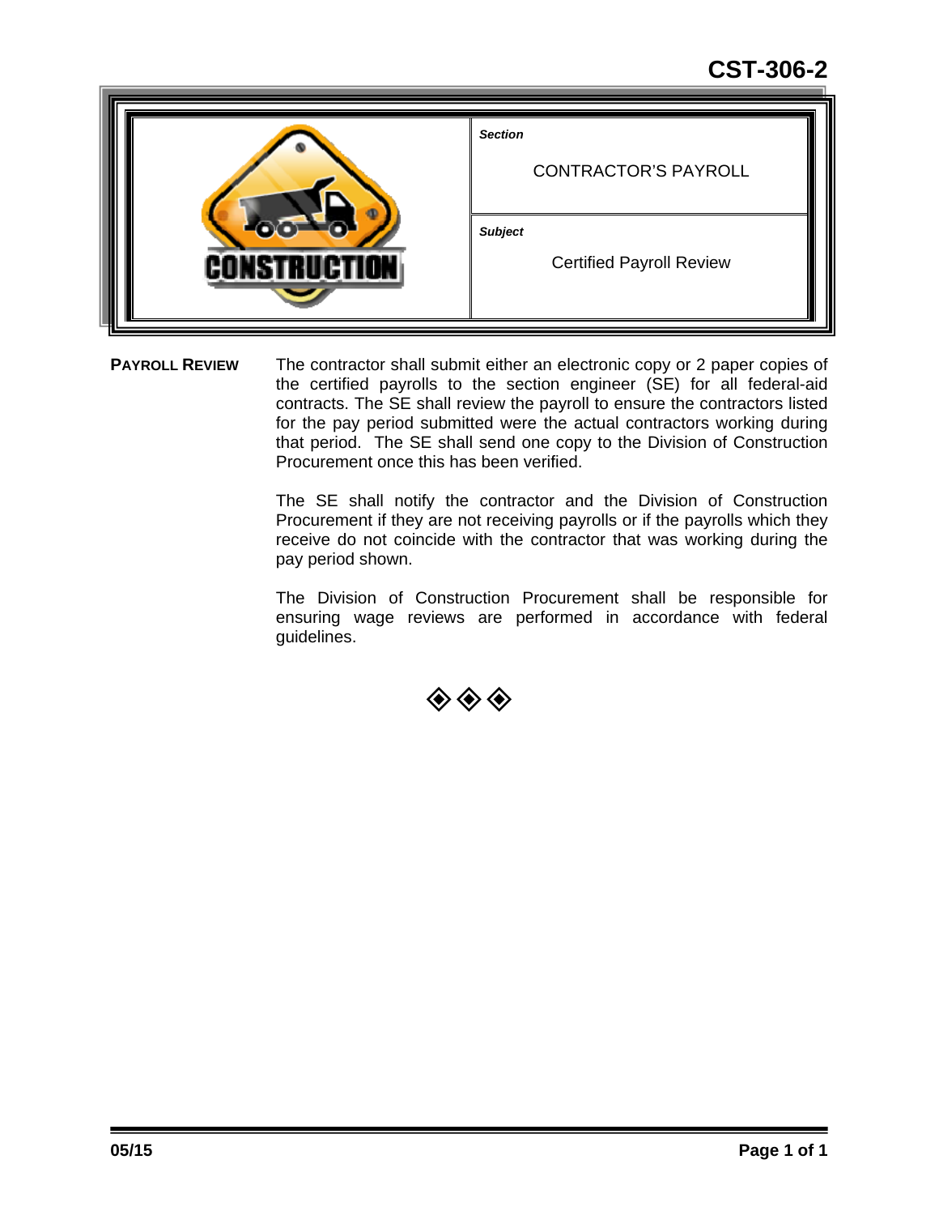# CST-306-2

| *Section* | CONTRACTOR'S PAYROLL |
| --- | --- |
| *Subject* | Certified Payroll Review |

**PAYROLL REVIEW**

The contractor shall submit either an electronic copy or 2 paper copies of the certified payrolls to the section engineer (SE) for all federal-aid contracts. The SE shall review the payroll to ensure the contractors listed for the pay period submitted were the actual contractors working during that period. The SE shall send one copy to the Division of Construction Procurement once this has been verified.

The SE shall notify the contractor and the Division of Construction Procurement if they are not receiving payrolls or if the payrolls which they receive do not coincide with the contractor that was working during the pay period shown.

The Division of Construction Procurement shall be responsible for ensuring wage reviews are performed in accordance with federal guidelines.

◈◈◈

05/15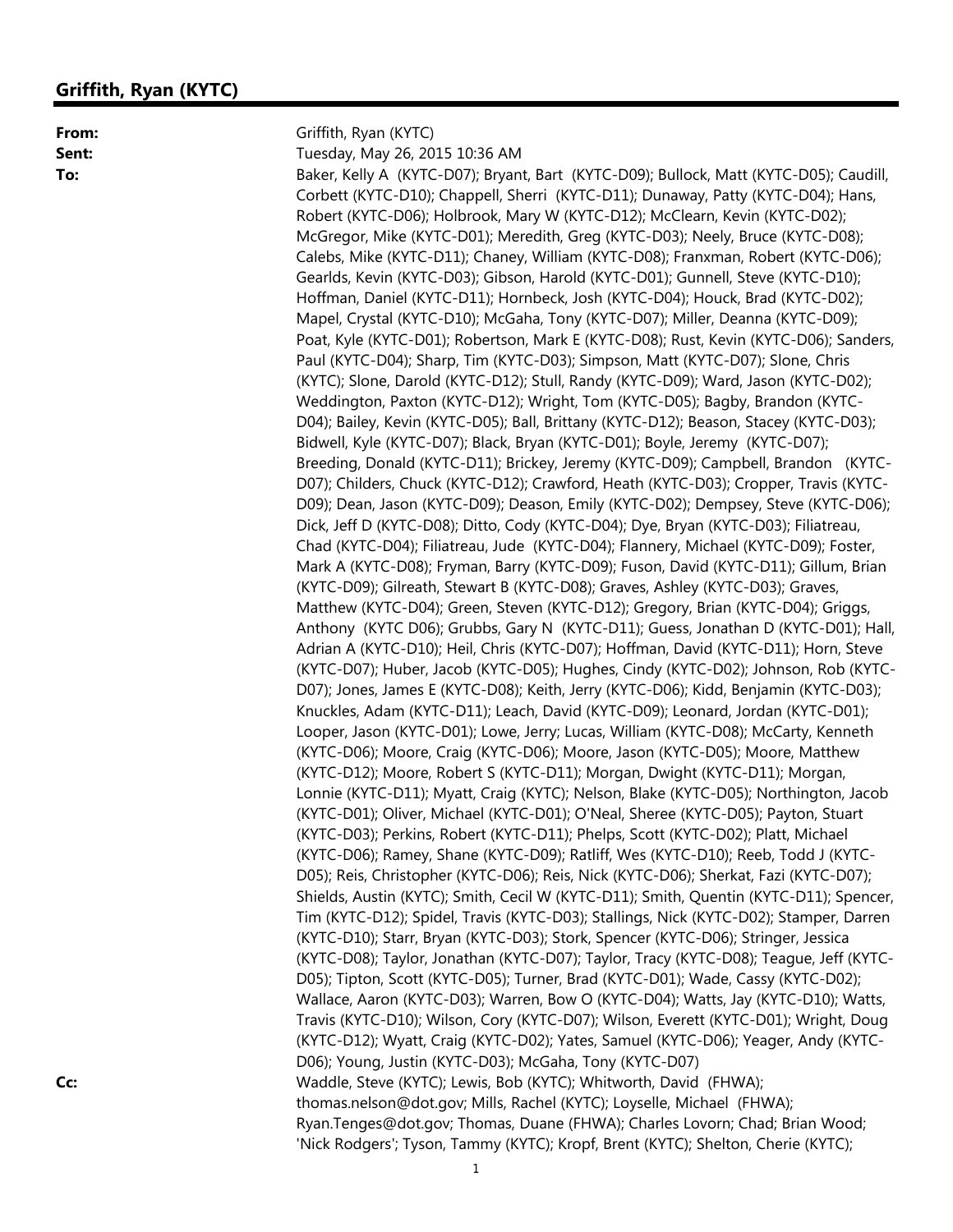## Griffith, Ryan (KYTC)

**From:** Griffith, Ryan (KYTC)
**Sent:** Tuesday, May 26, 2015 10:36 AM
**To:** Baker, Kelly A (KYTC-D07); Bryant, Bart (KYTC-D09); Bullock, Matt (KYTC-D05); Caudill, Corbett (KYTC-D10); Chappell, Sherri (KYTC-D11); Dunaway, Patty (KYTC-D04); Hans, Robert (KYTC-D06); Holbrook, Mary W (KYTC-D12); McClearn, Kevin (KYTC-D02); McGregor, Mike (KYTC-D01); Meredith, Greg (KYTC-D03); Neely, Bruce (KYTC-D08); Calebs, Mike (KYTC-D11); Chaney, William (KYTC-D08); Franxman, Robert (KYTC-D06); Gearlds, Kevin (KYTC-D03); Gibson, Harold (KYTC-D01); Gunnell, Steve (KYTC-D10); Hoffman, Daniel (KYTC-D11); Hornbeck, Josh (KYTC-D04); Houck, Brad (KYTC-D02); Mapel, Crystal (KYTC-D10); McGaha, Tony (KYTC-D07); Miller, Deanna (KYTC-D09); Poat, Kyle (KYTC-D01); Robertson, Mark E (KYTC-D08); Rust, Kevin (KYTC-D06); Sanders, Paul (KYTC-D04); Sharp, Tim (KYTC-D03); Simpson, Matt (KYTC-D07); Slone, Chris (KYTC); Slone, Darold (KYTC-D12); Stull, Randy (KYTC-D09); Ward, Jason (KYTC-D02); Weddington, Paxton (KYTC-D12); Wright, Tom (KYTC-D05); Bagby, Brandon (KYTC-D04); Bailey, Kevin (KYTC-D05); Ball, Brittany (KYTC-D12); Beason, Stacey (KYTC-D03); Bidwell, Kyle (KYTC-D07); Black, Bryan (KYTC-D01); Boyle, Jeremy (KYTC-D07); Breeding, Donald (KYTC-D11); Brickey, Jeremy (KYTC-D09); Campbell, Brandon (KYTC-D07); Childers, Chuck (KYTC-D12); Crawford, Heath (KYTC-D03); Cropper, Travis (KYTC-D09); Dean, Jason (KYTC-D09); Deason, Emily (KYTC-D02); Dempsey, Steve (KYTC-D06); Dick, Jeff D (KYTC-D08); Ditto, Cody (KYTC-D04); Dye, Bryan (KYTC-D03); Filiatreau, Chad (KYTC-D04); Filiatreau, Jude (KYTC-D04); Flannery, Michael (KYTC-D09); Foster, Mark A (KYTC-D08); Fryman, Barry (KYTC-D09); Fuson, David (KYTC-D11); Gillum, Brian (KYTC-D09); Gilreath, Stewart B (KYTC-D08); Graves, Ashley (KYTC-D03); Graves, Matthew (KYTC-D04); Green, Steven (KYTC-D12); Gregory, Brian (KYTC-D04); Griggs, Anthony (KYTC D06); Grubbs, Gary N (KYTC-D11); Guess, Jonathan D (KYTC-D01); Hall, Adrian A (KYTC-D10); Heil, Chris (KYTC-D07); Hoffman, David (KYTC-D11); Horn, Steve (KYTC-D07); Huber, Jacob (KYTC-D05); Hughes, Cindy (KYTC-D02); Johnson, Rob (KYTC-D07); Jones, James E (KYTC-D08); Keith, Jerry (KYTC-D06); Kidd, Benjamin (KYTC-D03); Knuckles, Adam (KYTC-D11); Leach, David (KYTC-D09); Leonard, Jordan (KYTC-D01); Looper, Jason (KYTC-D01); Lowe, Jerry; Lucas, William (KYTC-D08); McCarty, Kenneth (KYTC-D06); Moore, Craig (KYTC-D06); Moore, Jason (KYTC-D05); Moore, Matthew (KYTC-D12); Moore, Robert S (KYTC-D11); Morgan, Dwight (KYTC-D11); Morgan, Lonnie (KYTC-D11); Myatt, Craig (KYTC); Nelson, Blake (KYTC-D05); Northington, Jacob (KYTC-D01); Oliver, Michael (KYTC-D01); O'Neal, Sheree (KYTC-D05); Payton, Stuart (KYTC-D03); Perkins, Robert (KYTC-D11); Phelps, Scott (KYTC-D02); Platt, Michael (KYTC-D06); Ramey, Shane (KYTC-D09); Ratliff, Wes (KYTC-D10); Reeb, Todd J (KYTC-D05); Reis, Christopher (KYTC-D06); Reis, Nick (KYTC-D06); Sherkat, Fazi (KYTC-D07); Shields, Austin (KYTC); Smith, Cecil W (KYTC-D11); Smith, Quentin (KYTC-D11); Spencer, Tim (KYTC-D12); Spidel, Travis (KYTC-D03); Stallings, Nick (KYTC-D02); Stamper, Darren (KYTC-D10); Starr, Bryan (KYTC-D03); Stork, Spencer (KYTC-D06); Stringer, Jessica (KYTC-D08); Taylor, Jonathan (KYTC-D07); Taylor, Tracy (KYTC-D08); Teague, Jeff (KYTC-D05); Tipton, Scott (KYTC-D05); Turner, Brad (KYTC-D01); Wade, Cassy (KYTC-D02); Wallace, Aaron (KYTC-D03); Warren, Bow O (KYTC-D04); Watts, Jay (KYTC-D10); Watts, Travis (KYTC-D10); Wilson, Cory (KYTC-D07); Wilson, Everett (KYTC-D01); Wright, Doug (KYTC-D12); Wyatt, Craig (KYTC-D02); Yates, Samuel (KYTC-D06); Yeager, Andy (KYTC-D06); Young, Justin (KYTC-D03); McGaha, Tony (KYTC-D07)
**Cc:** Waddle, Steve (KYTC); Lewis, Bob (KYTC); Whitworth, David (FHWA); thomas.nelson@dot.gov; Mills, Rachel (KYTC); Loyselle, Michael (FHWA); Ryan.Tenges@dot.gov; Thomas, Duane (FHWA); Charles Lovorn; Chad; Brian Wood; 'Nick Rodgers'; Tyson, Tammy (KYTC); Kropf, Brent (KYTC); Shelton, Cherie (KYTC);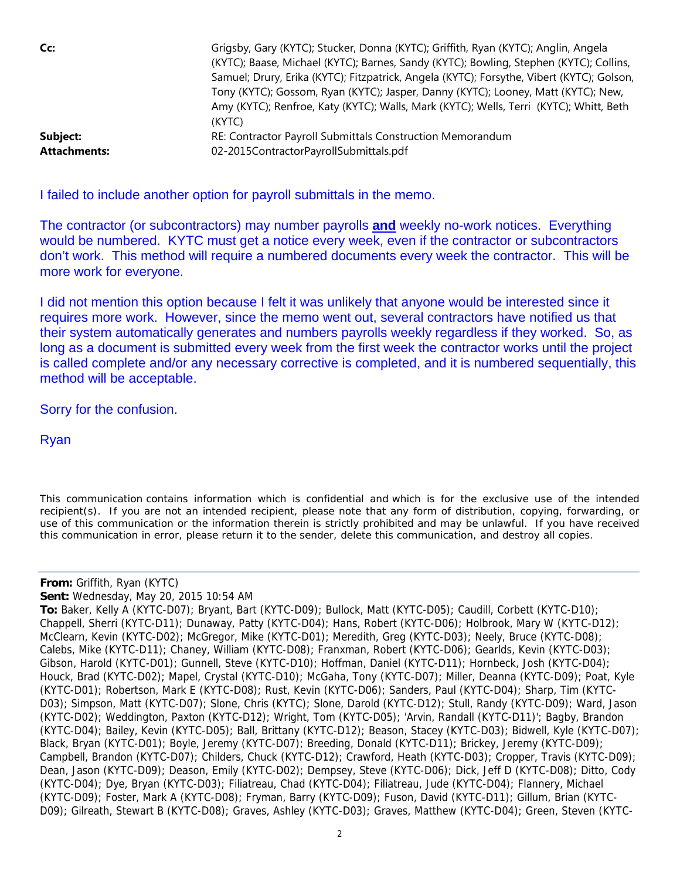**Cc:** Grigsby, Gary (KYTC); Stucker, Donna (KYTC); Griffith, Ryan (KYTC); Anglin, Angela (KYTC); Baase, Michael (KYTC); Barnes, Sandy (KYTC); Bowling, Stephen (KYTC); Collins, Samuel; Drury, Erika (KYTC); Fitzpatrick, Angela (KYTC); Forsythe, Vibert (KYTC); Golson, Tony (KYTC); Gossom, Ryan (KYTC); Jasper, Danny (KYTC); Looney, Matt (KYTC); New, Amy (KYTC); Renfroe, Katy (KYTC); Walls, Mark (KYTC); Wells, Terri (KYTC); Whitt, Beth (KYTC)
**Subject:** RE: Contractor Payroll Submittals Construction Memorandum
**Attachments:** 02-2015ContractorPayrollSubmittals.pdf

I failed to include another option for payroll submittals in the memo.

The contractor (or subcontractors) may number payrolls **and** weekly no-work notices. Everything would be numbered. KYTC must get a notice every week, even if the contractor or subcontractors don't work. This method will require a numbered documents every week the contractor. This will be more work for everyone.

I did not mention this option because I felt it was unlikely that anyone would be interested since it requires more work. However, since the memo went out, several contractors have notified us that their system automatically generates and numbers payrolls weekly regardless if they worked. So, as long as a document is submitted every week from the first week the contractor works until the project is called complete and/or any necessary corrective is completed, and it is numbered sequentially, this method will be acceptable.

Sorry for the confusion.

Ryan

This communication contains information which is confidential and which is for the exclusive use of the intended recipient(s). If you are not an intended recipient, please note that any form of distribution, copying, forwarding, or use of this communication or the information therein is strictly prohibited and may be unlawful. If you have received this communication in error, please return it to the sender, delete this communication, and destroy all copies.

---

**From:** Griffith, Ryan (KYTC)
**Sent:** Wednesday, May 20, 2015 10:54 AM
**To:** Baker, Kelly A (KYTC-D07); Bryant, Bart (KYTC-D09); Bullock, Matt (KYTC-D05); Caudill, Corbett (KYTC-D10); Chappell, Sherri (KYTC-D11); Dunaway, Patty (KYTC-D04); Hans, Robert (KYTC-D06); Holbrook, Mary W (KYTC-D12); McClearn, Kevin (KYTC-D02); McGregor, Mike (KYTC-D01); Meredith, Greg (KYTC-D03); Neely, Bruce (KYTC-D08); Calebs, Mike (KYTC-D11); Chaney, William (KYTC-D08); Franxman, Robert (KYTC-D06); Gearlds, Kevin (KYTC-D03); Gibson, Harold (KYTC-D01); Gunnell, Steve (KYTC-D10); Hoffman, Daniel (KYTC-D11); Hornbeck, Josh (KYTC-D04); Houck, Brad (KYTC-D02); Mapel, Crystal (KYTC-D10); McGaha, Tony (KYTC-D07); Miller, Deanna (KYTC-D09); Poat, Kyle (KYTC-D01); Robertson, Mark E (KYTC-D08); Rust, Kevin (KYTC-D06); Sanders, Paul (KYTC-D04); Sharp, Tim (KYTC-D03); Simpson, Matt (KYTC-D07); Slone, Chris (KYTC); Slone, Darold (KYTC-D12); Stull, Randy (KYTC-D09); Ward, Jason (KYTC-D02); Weddington, Paxton (KYTC-D12); Wright, Tom (KYTC-D05); 'Arvin, Randall (KYTC-D11)'; Bagby, Brandon (KYTC-D04); Bailey, Kevin (KYTC-D05); Ball, Brittany (KYTC-D12); Beason, Stacey (KYTC-D03); Bidwell, Kyle (KYTC-D07); Black, Bryan (KYTC-D01); Boyle, Jeremy (KYTC-D07); Breeding, Donald (KYTC-D11); Brickey, Jeremy (KYTC-D09); Campbell, Brandon (KYTC-D07); Childers, Chuck (KYTC-D12); Crawford, Heath (KYTC-D03); Cropper, Travis (KYTC-D09); Dean, Jason (KYTC-D09); Deason, Emily (KYTC-D02); Dempsey, Steve (KYTC-D06); Dick, Jeff D (KYTC-D08); Ditto, Cody (KYTC-D04); Dye, Bryan (KYTC-D03); Filiatreau, Chad (KYTC-D04); Filiatreau, Jude (KYTC-D04); Flannery, Michael (KYTC-D09); Foster, Mark A (KYTC-D08); Fryman, Barry (KYTC-D09); Fuson, David (KYTC-D11); Gillum, Brian (KYTC-D09); Gilreath, Stewart B (KYTC-D08); Graves, Ashley (KYTC-D03); Graves, Matthew (KYTC-D04); Green, Steven (KYTC-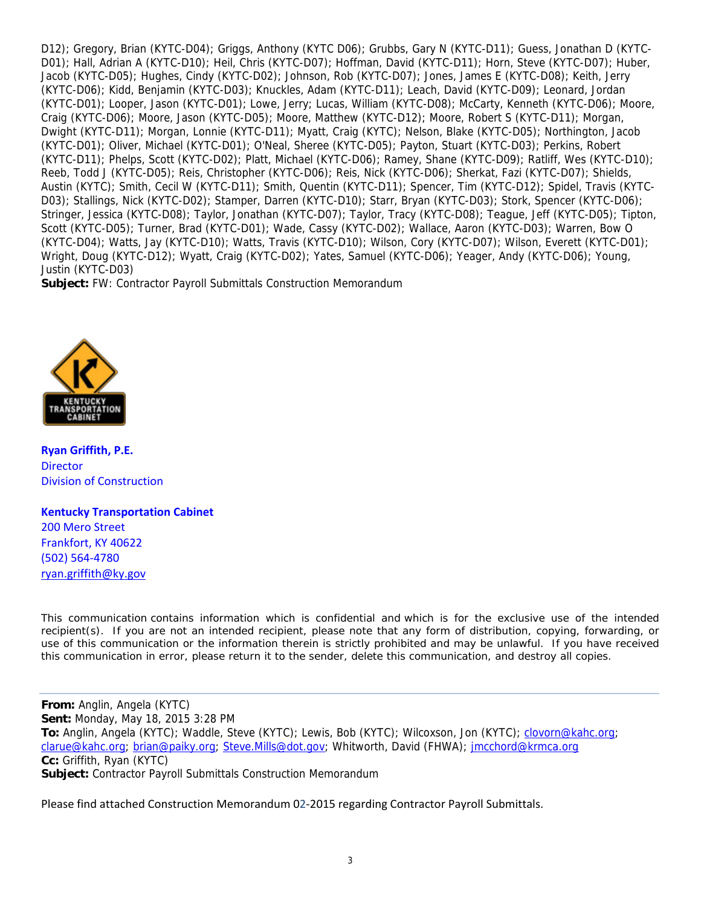D12); Gregory, Brian (KYTC-D04); Griggs, Anthony (KYTC D06); Grubbs, Gary N (KYTC-D11); Guess, Jonathan D (KYTC-D01); Hall, Adrian A (KYTC-D10); Heil, Chris (KYTC-D07); Hoffman, David (KYTC-D11); Horn, Steve (KYTC-D07); Huber, Jacob (KYTC-D05); Hughes, Cindy (KYTC-D02); Johnson, Rob (KYTC-D07); Jones, James E (KYTC-D08); Keith, Jerry (KYTC-D06); Kidd, Benjamin (KYTC-D03); Knuckles, Adam (KYTC-D11); Leach, David (KYTC-D09); Leonard, Jordan (KYTC-D01); Looper, Jason (KYTC-D01); Lowe, Jerry; Lucas, William (KYTC-D08); McCarty, Kenneth (KYTC-D06); Moore, Craig (KYTC-D06); Moore, Jason (KYTC-D05); Moore, Matthew (KYTC-D12); Moore, Robert S (KYTC-D11); Morgan, Dwight (KYTC-D11); Morgan, Lonnie (KYTC-D11); Myatt, Craig (KYTC); Nelson, Blake (KYTC-D05); Northington, Jacob (KYTC-D01); Oliver, Michael (KYTC-D01); O'Neal, Sheree (KYTC-D05); Payton, Stuart (KYTC-D03); Perkins, Robert (KYTC-D11); Phelps, Scott (KYTC-D02); Platt, Michael (KYTC-D06); Ramey, Shane (KYTC-D09); Ratliff, Wes (KYTC-D10); Reeb, Todd J (KYTC-D05); Reis, Christopher (KYTC-D06); Reis, Nick (KYTC-D06); Sherkat, Fazi (KYTC-D07); Shields, Austin (KYTC); Smith, Cecil W (KYTC-D11); Smith, Quentin (KYTC-D11); Spencer, Tim (KYTC-D12); Spidel, Travis (KYTC-D03); Stallings, Nick (KYTC-D02); Stamper, Darren (KYTC-D10); Starr, Bryan (KYTC-D03); Stork, Spencer (KYTC-D06); Stringer, Jessica (KYTC-D08); Taylor, Jonathan (KYTC-D07); Taylor, Tracy (KYTC-D08); Teague, Jeff (KYTC-D05); Tipton, Scott (KYTC-D05); Turner, Brad (KYTC-D01); Wade, Cassy (KYTC-D02); Wallace, Aaron (KYTC-D03); Warren, Bow O (KYTC-D04); Watts, Jay (KYTC-D10); Watts, Travis (KYTC-D10); Wilson, Cory (KYTC-D07); Wilson, Everett (KYTC-D01); Wright, Doug (KYTC-D12); Wyatt, Craig (KYTC-D02); Yates, Samuel (KYTC-D06); Yeager, Andy (KYTC-D06); Young, Justin (KYTC-D03)
**Subject:** FW: Contractor Payroll Submittals Construction Memorandum

KENTUCKY TRANSPORTATION CABINET

**Ryan Griffith, P.E.**
Director
Division of Construction

**Kentucky Transportation Cabinet**
200 Mero Street
Frankfort, KY 40622
(502) 564-4780
ryan.griffith@ky.gov

This communication contains information which is confidential and which is for the exclusive use of the intended recipient(s). If you are not an intended recipient, please note that any form of distribution, copying, forwarding, or use of this communication or the information therein is strictly prohibited and may be unlawful. If you have received this communication in error, please return it to the sender, delete this communication, and destroy all copies.

---

**From:** Anglin, Angela (KYTC)
**Sent:** Monday, May 18, 2015 3:28 PM
**To:** Anglin, Angela (KYTC); Waddle, Steve (KYTC); Lewis, Bob (KYTC); Wilcoxson, Jon (KYTC); clovorn@kahc.org; clarue@kahc.org; brian@paiky.org; Steve.Mills@dot.gov; Whitworth, David (FHWA); jmcchord@krmca.org
**Cc:** Griffith, Ryan (KYTC)
**Subject:** Contractor Payroll Submittals Construction Memorandum

Please find attached Construction Memorandum 02-2015 regarding Contractor Payroll Submittals.